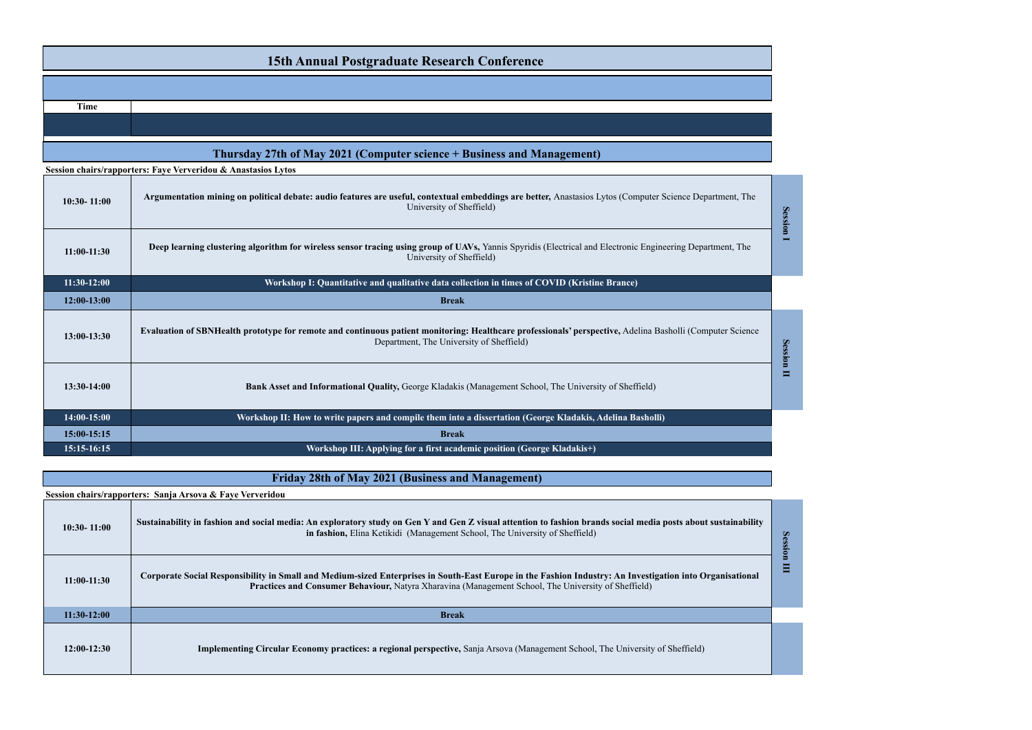# 15th Annual Postgraduate Research Conference

| Time | |
|---|---|

## Thursday 27th of May 2021 (Computer science + Business and Management)

**Session chairs/rapporteurs: Faye Ververidou & Anastasios Lytos**

| Time | | Session |
|---|---|---|
| **10:30- 11:00** | **Argumentation mining on political debate: audio features are useful, contextual embeddings are better,** Anastasios Lytos (Computer Science Department, The University of Sheffield) | **Session I** |
| **11:00-11:30** | **Deep learning clustering algorithm for wireless sensor tracing using group of UAVs,** Yannis Spyridis (Electrical and Electronic Engineering Department, The University of Sheffield) | |
| **11:30-12:00** | **Workshop I: Quantitative and qualitative data collection in times of COVID (Kristine Brance)** | |
| **12:00-13:00** | **Break** | |
| **13:00-13:30** | **Evaluation of SBNHealth prototype for remote and continuous patient monitoring: Healthcare professionals' perspective,** Adelina Basholli (Computer Science Department, The University of Sheffield) | **Session II** |
| **13:30-14:00** | **Bank Asset and Informational Quality,** George Kladakis (Management School, The University of Sheffield) | |
| **14:00-15:00** | **Workshop II: How to write papers and compile them into a dissertation (George Kladakis, Adelina Basholli)** | |
| **15:00-15:15** | **Break** | |
| **15:15-16:15** | **Workshop III: Applying for a first academic position (George Kladakis+)** | |

## Friday 28th of May 2021 (Business and Management)

**Session chairs/rapporters: Sanja Arsova & Faye Ververidou**

| Time | | Session |
|---|---|---|
| **10:30- 11:00** | **Sustainability in fashion and social media: An exploratory study on Gen Y and Gen Z visual attention to fashion brands social media posts about sustainability in fashion,** Elina Ketikidi (Management School, The University of Sheffield) | **Session III** |
| **11:00-11:30** | **Corporate Social Responsibility in Small and Medium-sized Enterprises in South-East Europe in the Fashion Industry: An Investigation into Organisational Practices and Consumer Behaviour,** Natyra Xharavina (Management School, The University of Sheffield) | |
| **11:30-12:00** | **Break** | |
| **12:00-12:30** | **Implementing Circular Economy practices: a regional perspective,** Sanja Arsova (Management School, The University of Sheffield) | |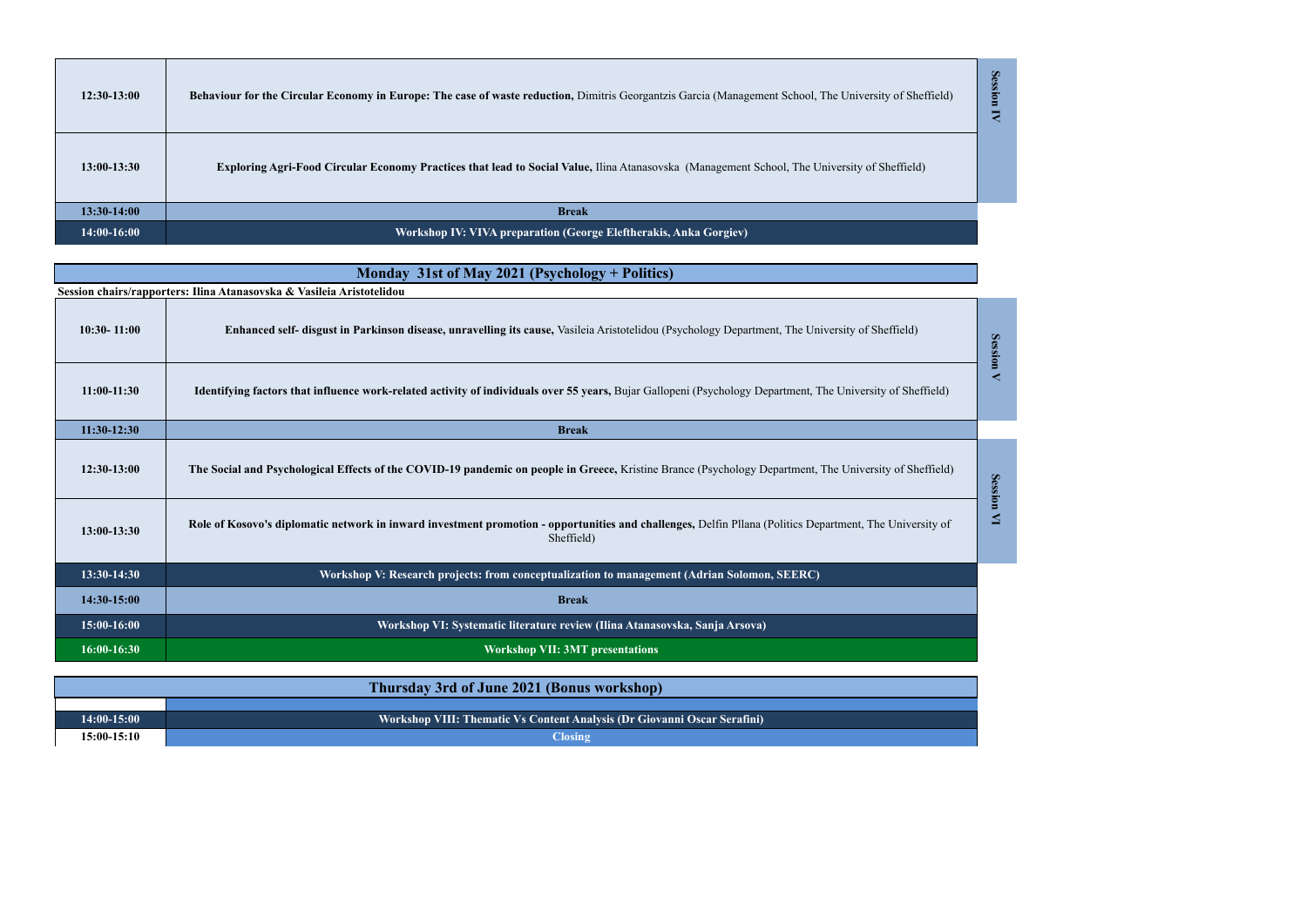| | | |
|---|---|---|
| 12:30-13:00 | **Behaviour for the Circular Economy in Europe: The case of waste reduction,** Dimitris Georgantzis Garcia (Management School, The University of Sheffield) | **Session IV** |
| 13:00-13:30 | **Exploring Agri-Food Circular Economy Practices that lead to Social Value,** Ilina Atanasovska (Management School, The University of Sheffield) | |
| 13:30-14:00 | **Break** | |
| 14:00-16:00 | **Workshop IV: VIVA preparation (George Eleftherakis, Anka Gorgiev)** | |

## Monday 31st of May 2021 (Psychology + Politics)

**Session chairs/rapporters: Ilina Atanasovska & Vasileia Aristotelidou**

| | | |
|---|---|---|
| 10:30- 11:00 | **Enhanced self- disgust in Parkinson disease, unravelling its cause,** Vasileia Aristotelidou (Psychology Department, The University of Sheffield) | **Session V** |
| 11:00-11:30 | **Identifying factors that influence work-related activity of individuals over 55 years,** Bujar Gallopeni (Psychology Department, The University of Sheffield) | |
| 11:30-12:30 | **Break** | |
| 12:30-13:00 | **The Social and Psychological Effects of the COVID-19 pandemic on people in Greece,** Kristine Brance (Psychology Department, The University of Sheffield) | **Session VI** |
| 13:00-13:30 | **Role of Kosovo's diplomatic network in inward investment promotion - opportunities and challenges,** Delfin Pllana (Politics Department, The University of Sheffield) | |
| 13:30-14:30 | **Workshop V: Research projects: from conceptualization to management (Adrian Solomon, SEERC)** | |
| 14:30-15:00 | **Break** | |
| 15:00-16:00 | **Workshop VI: Systematic literature review (Ilina Atanasovska, Sanja Arsova)** | |
| 16:00-16:30 | **Workshop VII: 3MT presentations** | |

## Thursday 3rd of June 2021 (Bonus workshop)

| | |
|---|---|
| 14:00-15:00 | **Workshop VIII: Thematic Vs Content Analysis (Dr Giovanni Oscar Serafini)** |
| 15:00-15:10 | **Closing** |